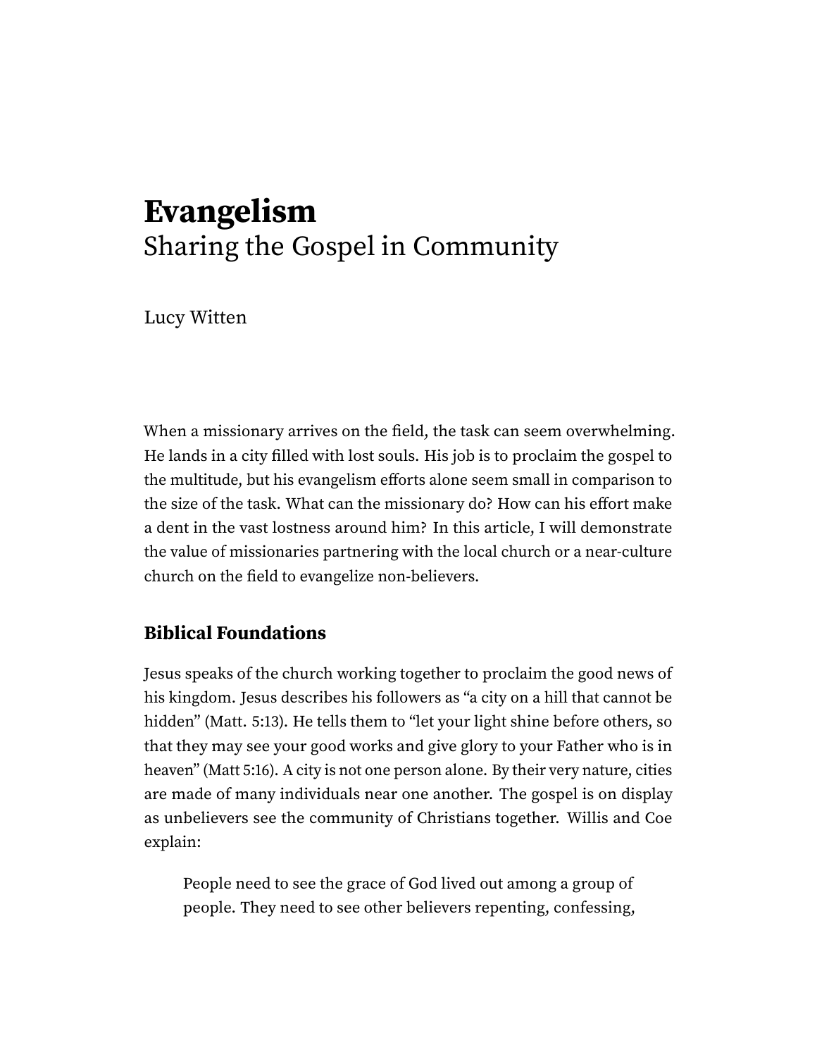# Evangelism

Sharing the Gospel in Community

Lucy Witten

When a missionary arrives on the field, the task can seem overwhelming. He lands in a city filled with lost souls. His job is to proclaim the gospel to the multitude, but his evangelism efforts alone seem small in comparison to the size of the task. What can the missionary do? How can his effort make a dent in the vast lostness around him? In this article, I will demonstrate the value of missionaries partnering with the local church or a near-culture church on the field to evangelize non-believers.

## Biblical Foundations

Jesus speaks of the church working together to proclaim the good news of his kingdom. Jesus describes his followers as "a city on a hill that cannot be hidden" (Matt. 5:13). He tells them to "let your light shine before others, so that they may see your good works and give glory to your Father who is in heaven" (Matt 5:16). A city is not one person alone. By their very nature, cities are made of many individuals near one another. The gospel is on display as unbelievers see the community of Christians together. Willis and Coe explain:

> People need to see the grace of God lived out among a group of people. They need to see other believers repenting, confessing,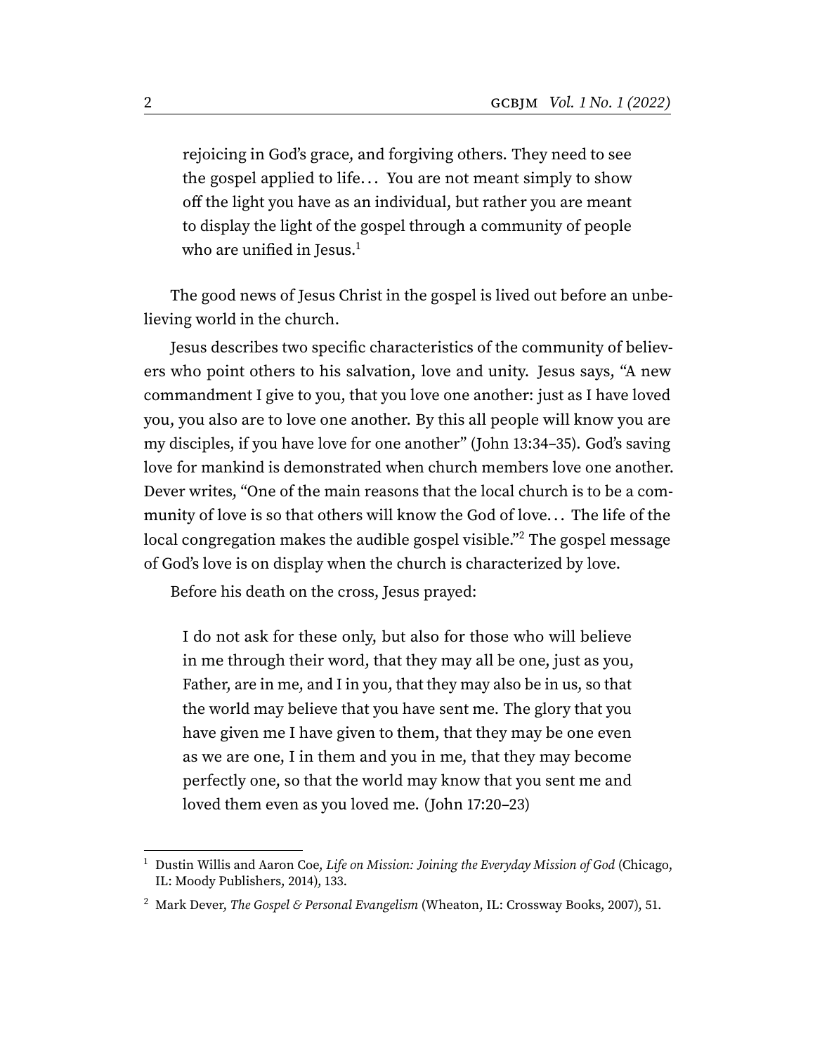> rejoicing in God's grace, and forgiving others. They need to see the gospel applied to life… You are not meant simply to show off the light you have as an individual, but rather you are meant to display the light of the gospel through a community of people who are unified in Jesus.[1]

The good news of Jesus Christ in the gospel is lived out before an unbelieving world in the church.

Jesus describes two specific characteristics of the community of believers who point others to his salvation, love and unity. Jesus says, "A new commandment I give to you, that you love one another: just as I have loved you, you also are to love one another. By this all people will know you are my disciples, if you have love for one another" (John 13:34–35). God's saving love for mankind is demonstrated when church members love one another. Dever writes, "One of the main reasons that the local church is to be a community of love is so that others will know the God of love… The life of the local congregation makes the audible gospel visible."[2] The gospel message of God's love is on display when the church is characterized by love.

Before his death on the cross, Jesus prayed:

> I do not ask for these only, but also for those who will believe in me through their word, that they may all be one, just as you, Father, are in me, and I in you, that they may also be in us, so that the world may believe that you have sent me. The glory that you have given me I have given to them, that they may be one even as we are one, I in them and you in me, that they may become perfectly one, so that the world may know that you sent me and loved them even as you loved me. (John 17:20–23)

---

[1] Dustin Willis and Aaron Coe, *Life on Mission: Joining the Everyday Mission of God* (Chicago, IL: Moody Publishers, 2014), 133.

[2] Mark Dever, *The Gospel & Personal Evangelism* (Wheaton, IL: Crossway Books, 2007), 51.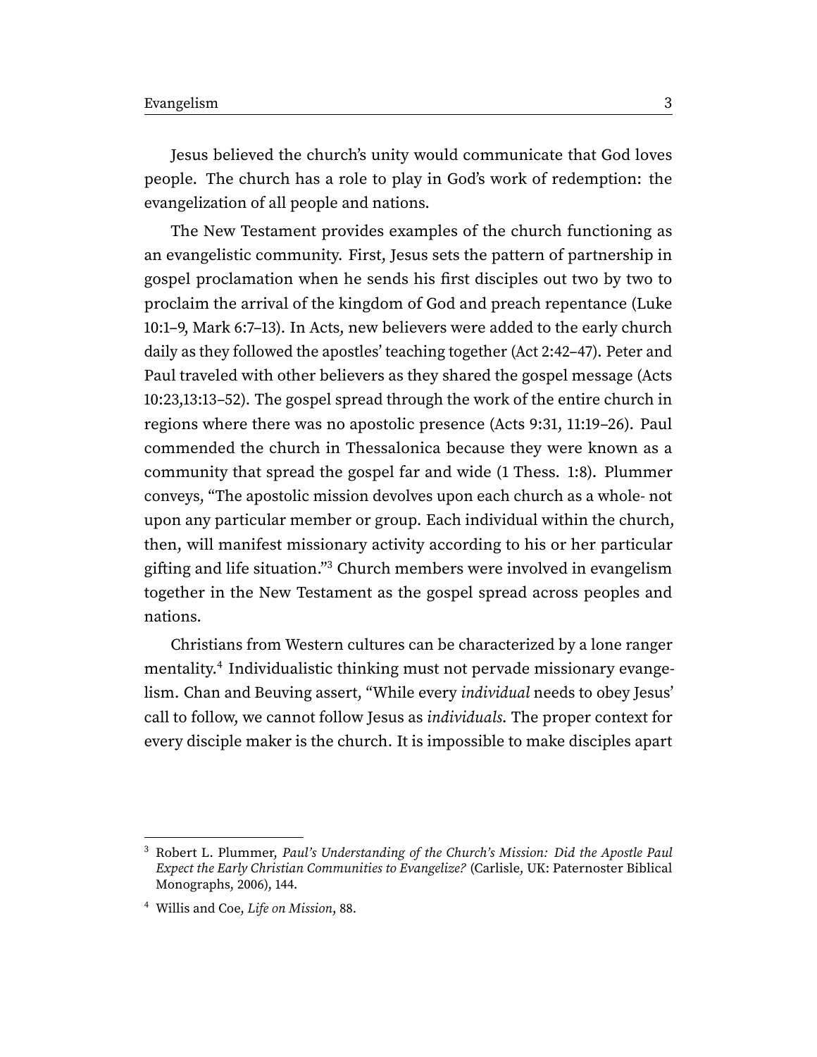Jesus believed the church's unity would communicate that God loves people. The church has a role to play in God's work of redemption: the evangelization of all people and nations.

The New Testament provides examples of the church functioning as an evangelistic community. First, Jesus sets the pattern of partnership in gospel proclamation when he sends his first disciples out two by two to proclaim the arrival of the kingdom of God and preach repentance (Luke 10:1–9, Mark 6:7–13). In Acts, new believers were added to the early church daily as they followed the apostles' teaching together (Act 2:42–47). Peter and Paul traveled with other believers as they shared the gospel message (Acts 10:23,13:13–52). The gospel spread through the work of the entire church in regions where there was no apostolic presence (Acts 9:31, 11:19–26). Paul commended the church in Thessalonica because they were known as a community that spread the gospel far and wide (1 Thess. 1:8). Plummer conveys, "The apostolic mission devolves upon each church as a whole- not upon any particular member or group. Each individual within the church, then, will manifest missionary activity according to his or her particular gifting and life situation."[3] Church members were involved in evangelism together in the New Testament as the gospel spread across peoples and nations.

Christians from Western cultures can be characterized by a lone ranger mentality.[4] Individualistic thinking must not pervade missionary evangelism. Chan and Beuving assert, "While every *individual* needs to obey Jesus' call to follow, we cannot follow Jesus as *individuals*. The proper context for every disciple maker is the church. It is impossible to make disciples apart

---

[3] Robert L. Plummer, *Paul's Understanding of the Church's Mission: Did the Apostle Paul Expect the Early Christian Communities to Evangelize?* (Carlisle, UK: Paternoster Biblical Monographs, 2006), 144.

[4] Willis and Coe, *Life on Mission*, 88.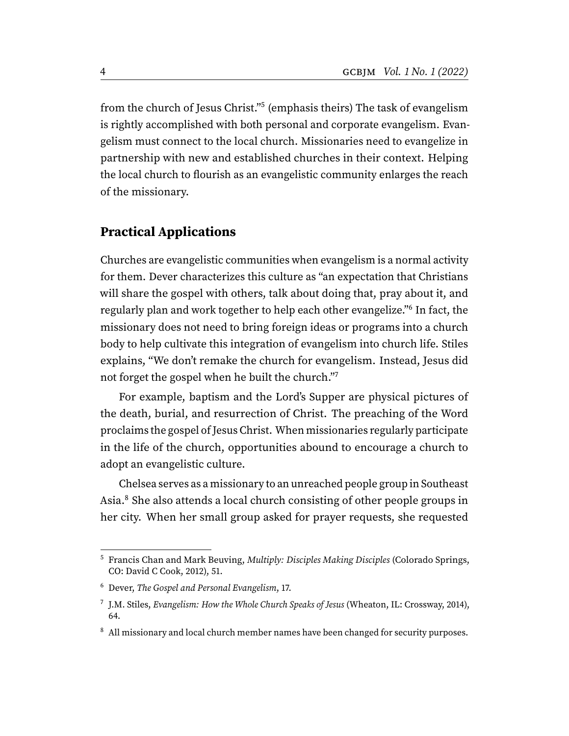from the church of Jesus Christ."[5] (emphasis theirs) The task of evangelism is rightly accomplished with both personal and corporate evangelism. Evangelism must connect to the local church. Missionaries need to evangelize in partnership with new and established churches in their context. Helping the local church to flourish as an evangelistic community enlarges the reach of the missionary.

## Practical Applications

Churches are evangelistic communities when evangelism is a normal activity for them. Dever characterizes this culture as "an expectation that Christians will share the gospel with others, talk about doing that, pray about it, and regularly plan and work together to help each other evangelize."[6] In fact, the missionary does not need to bring foreign ideas or programs into a church body to help cultivate this integration of evangelism into church life. Stiles explains, "We don't remake the church for evangelism. Instead, Jesus did not forget the gospel when he built the church."[7]

For example, baptism and the Lord's Supper are physical pictures of the death, burial, and resurrection of Christ. The preaching of the Word proclaims the gospel of Jesus Christ. When missionaries regularly participate in the life of the church, opportunities abound to encourage a church to adopt an evangelistic culture.

Chelsea serves as a missionary to an unreached people group in Southeast Asia.[8] She also attends a local church consisting of other people groups in her city. When her small group asked for prayer requests, she requested

---

[5] Francis Chan and Mark Beuving, *Multiply: Disciples Making Disciples* (Colorado Springs, CO: David C Cook, 2012), 51.

[6] Dever, *The Gospel and Personal Evangelism*, 17.

[7] J.M. Stiles, *Evangelism: How the Whole Church Speaks of Jesus* (Wheaton, IL: Crossway, 2014), 64.

[8] All missionary and local church member names have been changed for security purposes.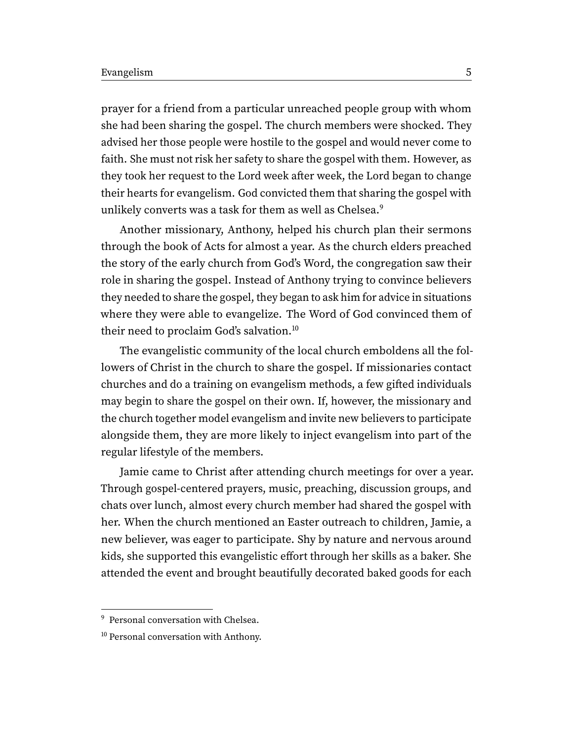prayer for a friend from a particular unreached people group with whom she had been sharing the gospel. The church members were shocked. They advised her those people were hostile to the gospel and would never come to faith. She must not risk her safety to share the gospel with them. However, as they took her request to the Lord week after week, the Lord began to change their hearts for evangelism. God convicted them that sharing the gospel with unlikely converts was a task for them as well as Chelsea.[9]

Another missionary, Anthony, helped his church plan their sermons through the book of Acts for almost a year. As the church elders preached the story of the early church from God's Word, the congregation saw their role in sharing the gospel. Instead of Anthony trying to convince believers they needed to share the gospel, they began to ask him for advice in situations where they were able to evangelize. The Word of God convinced them of their need to proclaim God's salvation.[10]

The evangelistic community of the local church emboldens all the followers of Christ in the church to share the gospel. If missionaries contact churches and do a training on evangelism methods, a few gifted individuals may begin to share the gospel on their own. If, however, the missionary and the church together model evangelism and invite new believers to participate alongside them, they are more likely to inject evangelism into part of the regular lifestyle of the members.

Jamie came to Christ after attending church meetings for over a year. Through gospel-centered prayers, music, preaching, discussion groups, and chats over lunch, almost every church member had shared the gospel with her. When the church mentioned an Easter outreach to children, Jamie, a new believer, was eager to participate. Shy by nature and nervous around kids, she supported this evangelistic effort through her skills as a baker. She attended the event and brought beautifully decorated baked goods for each

---

[9] Personal conversation with Chelsea.

[10] Personal conversation with Anthony.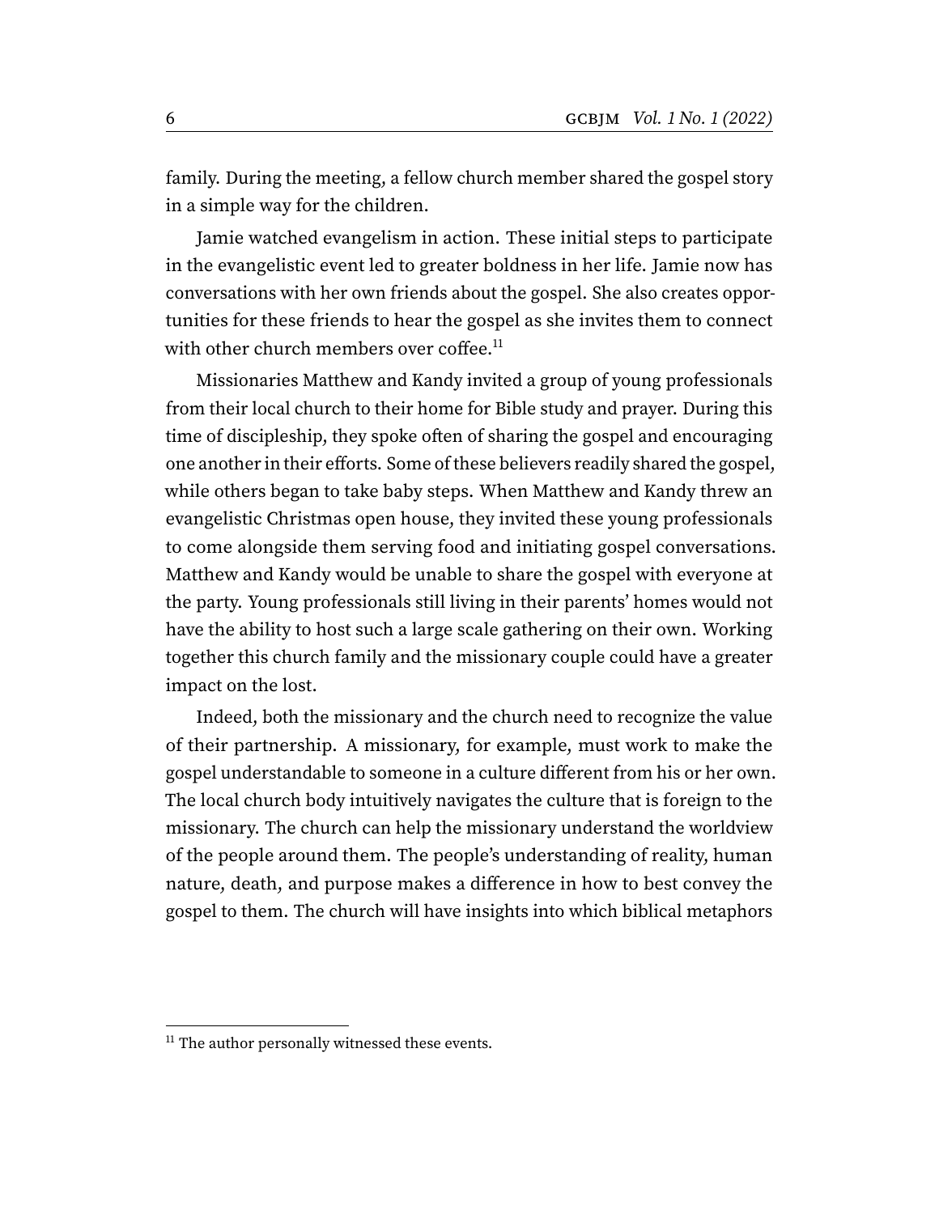family. During the meeting, a fellow church member shared the gospel story in a simple way for the children.

Jamie watched evangelism in action. These initial steps to participate in the evangelistic event led to greater boldness in her life. Jamie now has conversations with her own friends about the gospel. She also creates opportunities for these friends to hear the gospel as she invites them to connect with other church members over coffee.[11]

Missionaries Matthew and Kandy invited a group of young professionals from their local church to their home for Bible study and prayer. During this time of discipleship, they spoke often of sharing the gospel and encouraging one another in their efforts. Some of these believers readily shared the gospel, while others began to take baby steps. When Matthew and Kandy threw an evangelistic Christmas open house, they invited these young professionals to come alongside them serving food and initiating gospel conversations. Matthew and Kandy would be unable to share the gospel with everyone at the party. Young professionals still living in their parents' homes would not have the ability to host such a large scale gathering on their own. Working together this church family and the missionary couple could have a greater impact on the lost.

Indeed, both the missionary and the church need to recognize the value of their partnership. A missionary, for example, must work to make the gospel understandable to someone in a culture different from his or her own. The local church body intuitively navigates the culture that is foreign to the missionary. The church can help the missionary understand the worldview of the people around them. The people's understanding of reality, human nature, death, and purpose makes a difference in how to best convey the gospel to them. The church will have insights into which biblical metaphors

[11] The author personally witnessed these events.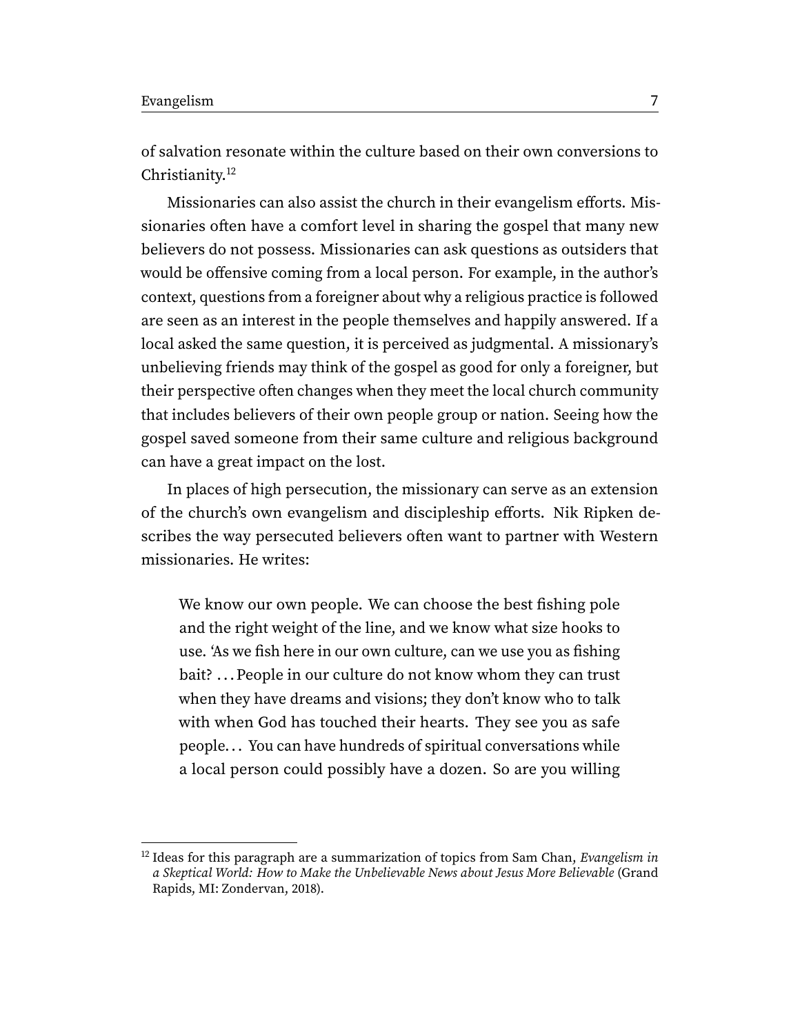of salvation resonate within the culture based on their own conversions to Christianity.[12]

Missionaries can also assist the church in their evangelism efforts. Missionaries often have a comfort level in sharing the gospel that many new believers do not possess. Missionaries can ask questions as outsiders that would be offensive coming from a local person. For example, in the author's context, questions from a foreigner about why a religious practice is followed are seen as an interest in the people themselves and happily answered. If a local asked the same question, it is perceived as judgmental. A missionary's unbelieving friends may think of the gospel as good for only a foreigner, but their perspective often changes when they meet the local church community that includes believers of their own people group or nation. Seeing how the gospel saved someone from their same culture and religious background can have a great impact on the lost.

In places of high persecution, the missionary can serve as an extension of the church's own evangelism and discipleship efforts. Nik Ripken describes the way persecuted believers often want to partner with Western missionaries. He writes:

> We know our own people. We can choose the best fishing pole and the right weight of the line, and we know what size hooks to use. 'As we fish here in our own culture, can we use you as fishing bait? . . . People in our culture do not know whom they can trust when they have dreams and visions; they don't know who to talk with when God has touched their hearts. They see you as safe people. . . You can have hundreds of spiritual conversations while a local person could possibly have a dozen. So are you willing

[12] Ideas for this paragraph are a summarization of topics from Sam Chan, *Evangelism in a Skeptical World: How to Make the Unbelievable News about Jesus More Believable* (Grand Rapids, MI: Zondervan, 2018).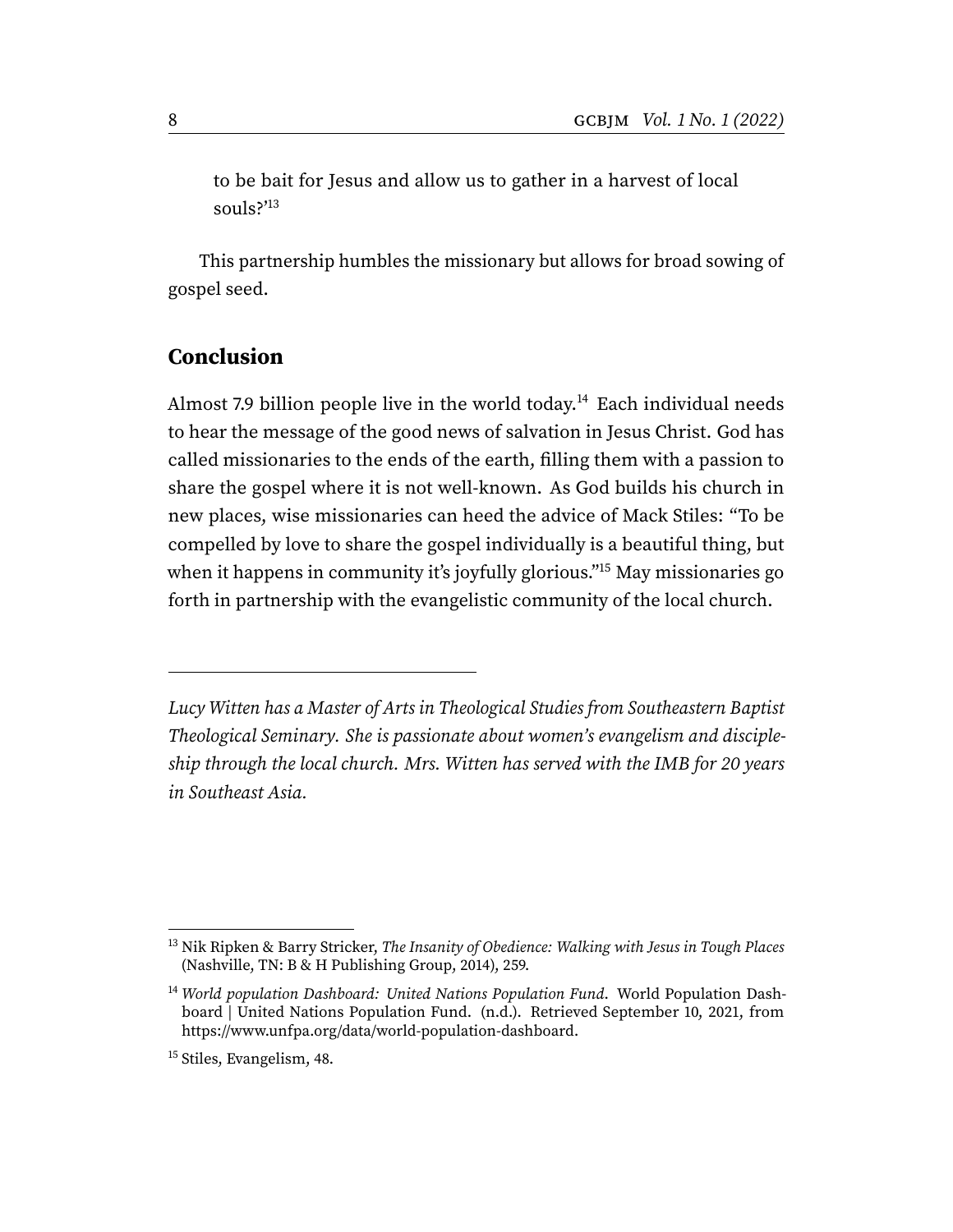to be bait for Jesus and allow us to gather in a harvest of local souls?'[13]

This partnership humbles the missionary but allows for broad sowing of gospel seed.

## Conclusion

Almost 7.9 billion people live in the world today.[14] Each individual needs to hear the message of the good news of salvation in Jesus Christ. God has called missionaries to the ends of the earth, filling them with a passion to share the gospel where it is not well-known. As God builds his church in new places, wise missionaries can heed the advice of Mack Stiles: "To be compelled by love to share the gospel individually is a beautiful thing, but when it happens in community it's joyfully glorious."[15] May missionaries go forth in partnership with the evangelistic community of the local church.

---

*Lucy Witten has a Master of Arts in Theological Studies from Southeastern Baptist Theological Seminary. She is passionate about women's evangelism and discipleship through the local church. Mrs. Witten has served with the IMB for 20 years in Southeast Asia.*

---

[13] Nik Ripken & Barry Stricker, *The Insanity of Obedience: Walking with Jesus in Tough Places* (Nashville, TN: B & H Publishing Group, 2014), 259.

[14] *World population Dashboard: United Nations Population Fund*. World Population Dashboard | United Nations Population Fund. (n.d.). Retrieved September 10, 2021, from https://www.unfpa.org/data/world-population-dashboard.

[15] Stiles, Evangelism, 48.